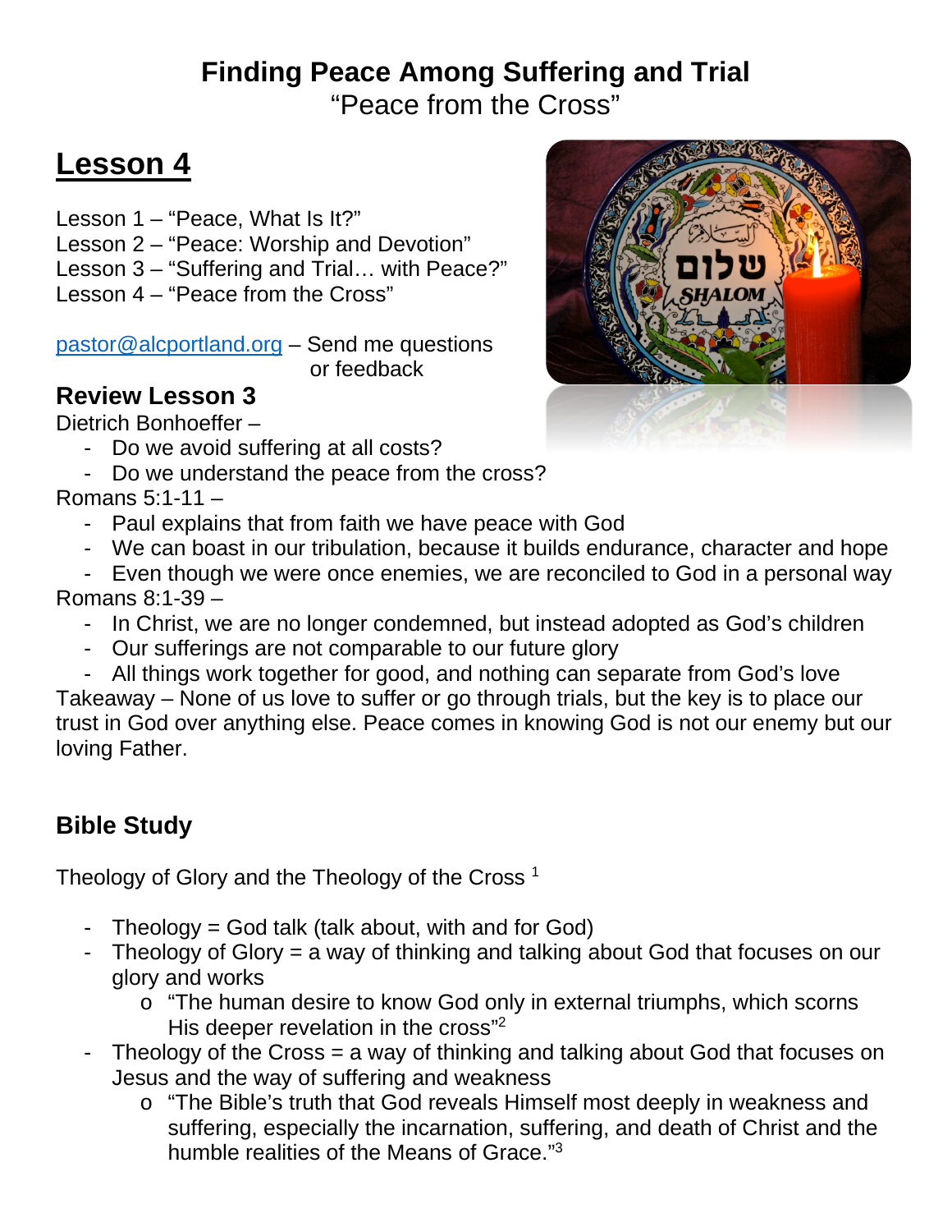# Finding Peace Among Suffering and Trial

"Peace from the Cross"

## Lesson 4

Lesson 1 – "Peace, What Is It?"
Lesson 2 – "Peace: Worship and Devotion"
Lesson 3 – "Suffering and Trial… with Peace?"
Lesson 4 – "Peace from the Cross"

pastor@alcportland.org – Send me questions or feedback

### Review Lesson 3

Dietrich Bonhoeffer –

- Do we avoid suffering at all costs?
- Do we understand the peace from the cross?

Romans 5:1-11 –

- Paul explains that from faith we have peace with God
- We can boast in our tribulation, because it builds endurance, character and hope
- Even though we were once enemies, we are reconciled to God in a personal way

Romans 8:1-39 –

- In Christ, we are no longer condemned, but instead adopted as God's children
- Our sufferings are not comparable to our future glory
- All things work together for good, and nothing can separate from God's love

Takeaway – None of us love to suffer or go through trials, but the key is to place our trust in God over anything else. Peace comes in knowing God is not our enemy but our loving Father.

### Bible Study

Theology of Glory and the Theology of the Cross [1]

- Theology = God talk (talk about, with and for God)
- Theology of Glory = a way of thinking and talking about God that focuses on our glory and works
  - "The human desire to know God only in external triumphs, which scorns His deeper revelation in the cross"[2]
- Theology of the Cross = a way of thinking and talking about God that focuses on Jesus and the way of suffering and weakness
  - "The Bible's truth that God reveals Himself most deeply in weakness and suffering, especially the incarnation, suffering, and death of Christ and the humble realities of the Means of Grace."[3]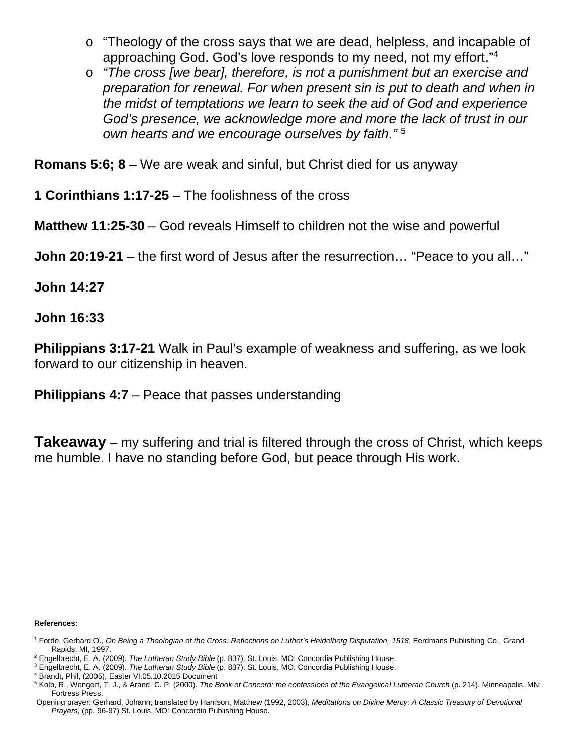- "Theology of the cross says that we are dead, helpless, and incapable of approaching God. God's love responds to my need, not my effort."[4]
- *"The cross [we bear], therefore, is not a punishment but an exercise and preparation for renewal. For when present sin is put to death and when in the midst of temptations we learn to seek the aid of God and experience God's presence, we acknowledge more and more the lack of trust in our own hearts and we encourage ourselves by faith."* [5]

**Romans 5:6; 8** – We are weak and sinful, but Christ died for us anyway

**1 Corinthians 1:17-25** – The foolishness of the cross

**Matthew 11:25-30** – God reveals Himself to children not the wise and powerful

**John 20:19-21** – the first word of Jesus after the resurrection… "Peace to you all…"

**John 14:27**

**John 16:33**

**Philippians 3:17-21** Walk in Paul's example of weakness and suffering, as we look forward to our citizenship in heaven.

**Philippians 4:7** – Peace that passes understanding

**Takeaway** – my suffering and trial is filtered through the cross of Christ, which keeps me humble. I have no standing before God, but peace through His work.

**References:**

[1] Forde, Gerhard O., *On Being a Theologian of the Cross: Reflections on Luther's Heidelberg Disputation, 1518*, Eerdmans Publishing Co., Grand Rapids, MI, 1997.

[2] Engelbrecht, E. A. (2009). *The Lutheran Study Bible* (p. 837). St. Louis, MO: Concordia Publishing House.

[3] Engelbrecht, E. A. (2009). *The Lutheran Study Bible* (p. 837). St. Louis, MO: Concordia Publishing House.

[4] Brandt, Phil, (2005), Easter VI.05.10.2015 Document

[5] Kolb, R., Wengert, T. J., & Arand, C. P. (2000). *The Book of Concord: the confessions of the Evangelical Lutheran Church* (p. 214). Minneapolis, MN: Fortress Press.

Opening prayer: Gerhard, Johann; translated by Harrison, Matthew (1992, 2003), *Meditations on Divine Mercy: A Classic Treasury of Devotional Prayers*, (pp. 96-97) St. Louis, MO: Concordia Publishing House.